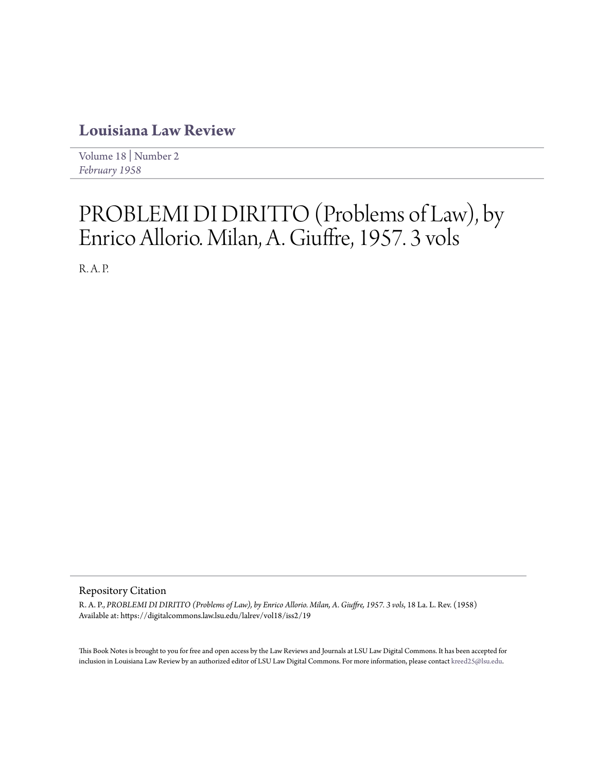# Louisiana Law Review

Volume 18 | Number 2
*February 1958*

# PROBLEMI DI DIRITTO (Problems of Law), by Enrico Allorio. Milan, A. Giuffre, 1957. 3 vols

R. A. P.

## Repository Citation

R. A. P., *PROBLEMI DI DIRITTO (Problems of Law), by Enrico Allorio. Milan, A. Giuffre, 1957. 3 vols*, 18 La. L. Rev. (1958)
Available at: https://digitalcommons.law.lsu.edu/lalrev/vol18/iss2/19

This Book Notes is brought to you for free and open access by the Law Reviews and Journals at LSU Law Digital Commons. It has been accepted for inclusion in Louisiana Law Review by an authorized editor of LSU Law Digital Commons. For more information, please contact kreed25@lsu.edu.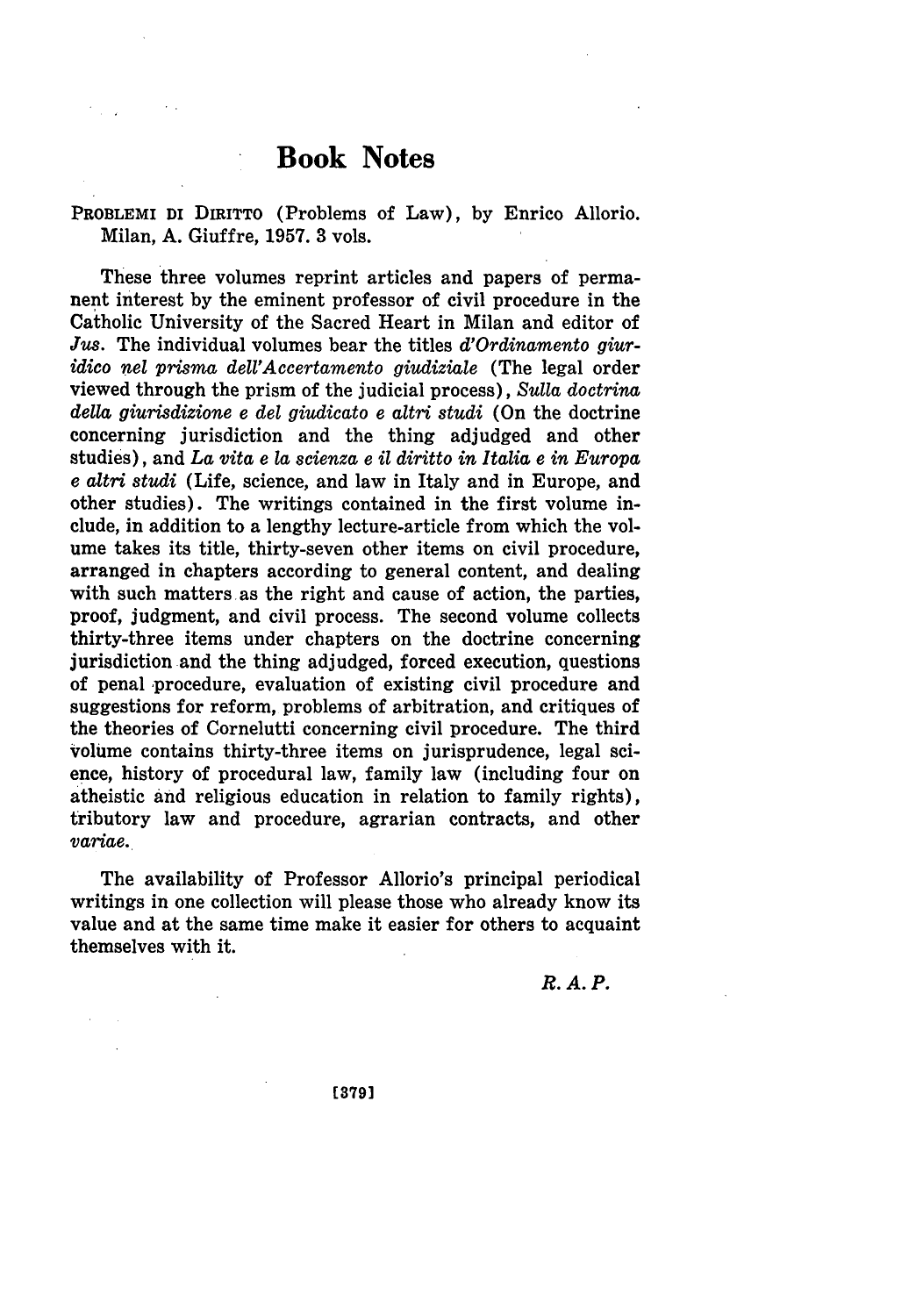# Book Notes

PROBLEMI DI DIRITTO (Problems of Law), by Enrico Allorio. Milan, A. Giuffre, 1957. 3 vols.

These three volumes reprint articles and papers of permanent interest by the eminent professor of civil procedure in the Catholic University of the Sacred Heart in Milan and editor of *Jus*. The individual volumes bear the titles *d'Ordinamento giuridico nel prisma dell'Accertamento giudiziale* (The legal order viewed through the prism of the judicial process), *Sulla doctrina della giurisdizione e del giudicato e altri studi* (On the doctrine concerning jurisdiction and the thing adjudged and other studies), and *La vita e la scienza e il diritto in Italia e in Europa e altri studi* (Life, science, and law in Italy and in Europe, and other studies). The writings contained in the first volume include, in addition to a lengthy lecture-article from which the volume takes its title, thirty-seven other items on civil procedure, arranged in chapters according to general content, and dealing with such matters as the right and cause of action, the parties, proof, judgment, and civil process. The second volume collects thirty-three items under chapters on the doctrine concerning jurisdiction and the thing adjudged, forced execution, questions of penal procedure, evaluation of existing civil procedure and suggestions for reform, problems of arbitration, and critiques of the theories of Cornelutti concerning civil procedure. The third volume contains thirty-three items on jurisprudence, legal science, history of procedural law, family law (including four on atheistic and religious education in relation to family rights), tributory law and procedure, agrarian contracts, and other *variae*.

The availability of Professor Allorio's principal periodical writings in one collection will please those who already know its value and at the same time make it easier for others to acquaint themselves with it.

*R. A. P.*